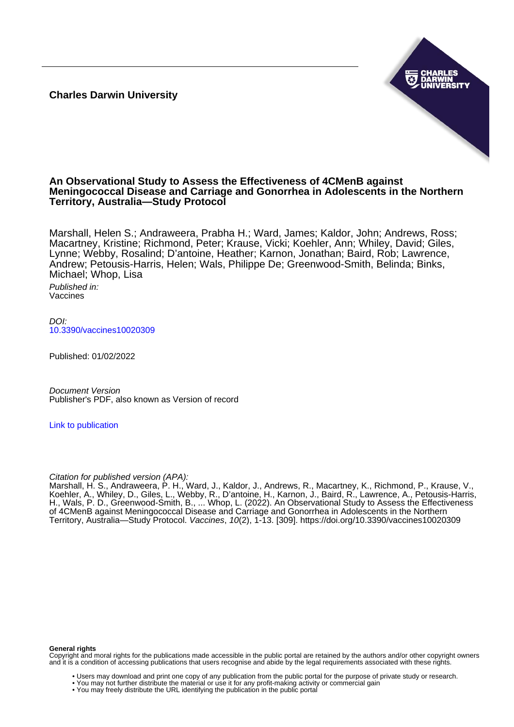**Charles Darwin University**

# An Observational Study to Assess the Effectiveness of 4CMenB against Meningococcal Disease and Carriage and Gonorrhea in Adolescents in the Northern Territory, Australia—Study Protocol

Marshall, Helen S.; Andraweera, Prabha H.; Ward, James; Kaldor, John; Andrews, Ross; Macartney, Kristine; Richmond, Peter; Krause, Vicki; Koehler, Ann; Whiley, David; Giles, Lynne; Webby, Rosalind; D'antoine, Heather; Karnon, Jonathan; Baird, Rob; Lawrence, Andrew; Petousis-Harris, Helen; Wals, Philippe De; Greenwood-Smith, Belinda; Binks, Michael; Whop, Lisa

*Published in:*
Vaccines

*DOI:*
10.3390/vaccines10020309

Published: 01/02/2022

*Document Version*
Publisher's PDF, also known as Version of record

Link to publication

*Citation for published version (APA):*
Marshall, H. S., Andraweera, P. H., Ward, J., Kaldor, J., Andrews, R., Macartney, K., Richmond, P., Krause, V., Koehler, A., Whiley, D., Giles, L., Webby, R., D'antoine, H., Karnon, J., Baird, R., Lawrence, A., Petousis-Harris, H., Wals, P. D., Greenwood-Smith, B., ... Whop, L. (2022). An Observational Study to Assess the Effectiveness of 4CMenB against Meningococcal Disease and Carriage and Gonorrhea in Adolescents in the Northern Territory, Australia—Study Protocol. *Vaccines*, *10*(2), 1-13. [309]. https://doi.org/10.3390/vaccines10020309

**General rights**
Copyright and moral rights for the publications made accessible in the public portal are retained by the authors and/or other copyright owners and it is a condition of accessing publications that users recognise and abide by the legal requirements associated with these rights.

- Users may download and print one copy of any publication from the public portal for the purpose of private study or research.
- You may not further distribute the material or use it for any profit-making activity or commercial gain
- You may freely distribute the URL identifying the publication in the public portal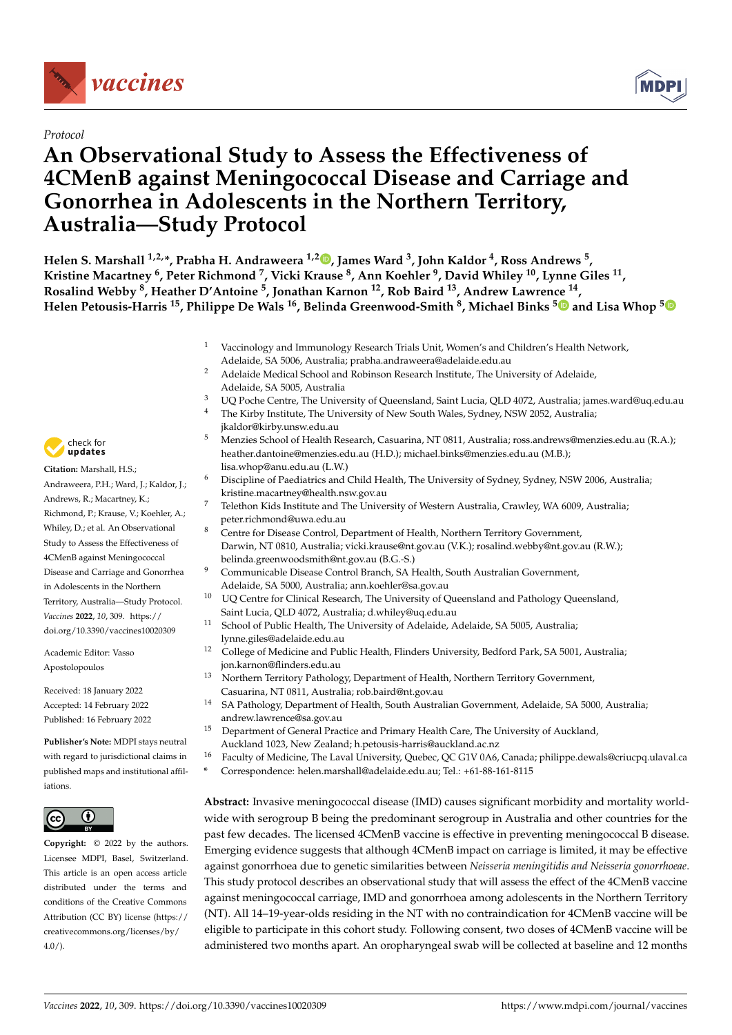Protocol

# An Observational Study to Assess the Effectiveness of 4CMenB against Meningococcal Disease and Carriage and Gonorrhea in Adolescents in the Northern Territory, Australia—Study Protocol

**Helen S. Marshall [1,2,*], Prabha H. Andraweera [1,2], James Ward [3], John Kaldor [4], Ross Andrews [5], Kristine Macartney [6], Peter Richmond [7], Vicki Krause [8], Ann Koehler [9], David Whiley [10], Lynne Giles [11], Rosalind Webby [8], Heather D'Antoine [5], Jonathan Karnon [12], Rob Baird [13], Andrew Lawrence [14], Helen Petousis-Harris [15], Philippe De Wals [16], Belinda Greenwood-Smith [8], Michael Binks [5] and Lisa Whop [5]**

1. Vaccinology and Immunology Research Trials Unit, Women's and Children's Health Network, Adelaide, SA 5006, Australia; prabha.andraweera@adelaide.edu.au
2. Adelaide Medical School and Robinson Research Institute, The University of Adelaide, Adelaide, SA 5005, Australia
3. UQ Poche Centre, The University of Queensland, Saint Lucia, QLD 4072, Australia; james.ward@uq.edu.au
4. The Kirby Institute, The University of New South Wales, Sydney, NSW 2052, Australia; jkaldor@kirby.unsw.edu.au
5. Menzies School of Health Research, Casuarina, NT 0811, Australia; ross.andrews@menzies.edu.au (R.A.); heather.dantoine@menzies.edu.au (H.D.); michael.binks@menzies.edu.au (M.B.); lisa.whop@anu.edu.au (L.W.)
6. Discipline of Paediatrics and Child Health, The University of Sydney, Sydney, NSW 2006, Australia; kristine.macartney@health.nsw.gov.au
7. Telethon Kids Institute and The University of Western Australia, Crawley, WA 6009, Australia; peter.richmond@uwa.edu.au
8. Centre for Disease Control, Department of Health, Northern Territory Government, Darwin, NT 0810, Australia; vicki.krause@nt.gov.au (V.K.); rosalind.webby@nt.gov.au (R.W.); belinda.greenwoodsmith@nt.gov.au (B.G.-S.)
9. Communicable Disease Control Branch, SA Health, South Australian Government, Adelaide, SA 5000, Australia; ann.koehler@sa.gov.au
10. UQ Centre for Clinical Research, The University of Queensland and Pathology Queensland, Saint Lucia, QLD 4072, Australia; d.whiley@uq.edu.au
11. School of Public Health, The University of Adelaide, Adelaide, SA 5005, Australia; lynne.giles@adelaide.edu.au
12. College of Medicine and Public Health, Flinders University, Bedford Park, SA 5001, Australia; jon.karnon@flinders.edu.au
13. Northern Territory Pathology, Department of Health, Northern Territory Government, Casuarina, NT 0811, Australia; rob.baird@nt.gov.au
14. SA Pathology, Department of Health, South Australian Government, Adelaide, SA 5000, Australia; andrew.lawrence@sa.gov.au
15. Department of General Practice and Primary Health Care, The University of Auckland, Auckland 1023, New Zealand; h.petousis-harris@auckland.ac.nz
16. Faculty of Medicine, The Laval University, Quebec, QC G1V 0A6, Canada; philippe.dewals@criucpq.ulaval.ca

\* Correspondence: helen.marshall@adelaide.edu.au; Tel.: +61-88-161-8115

**Citation:** Marshall, H.S.; Andraweera, P.H.; Ward, J.; Kaldor, J.; Andrews, R.; Macartney, K.; Richmond, P.; Krause, V.; Koehler, A.; Whiley, D.; et al. An Observational Study to Assess the Effectiveness of 4CMenB against Meningococcal Disease and Carriage and Gonorrhea in Adolescents in the Northern Territory, Australia—Study Protocol. *Vaccines* **2022**, *10*, 309. https://doi.org/10.3390/vaccines10020309

Academic Editor: Vasso Apostolopoulos

Received: 18 January 2022
Accepted: 14 February 2022
Published: 16 February 2022

**Publisher's Note:** MDPI stays neutral with regard to jurisdictional claims in published maps and institutional affiliations.

**Copyright:** © 2022 by the authors. Licensee MDPI, Basel, Switzerland. This article is an open access article distributed under the terms and conditions of the Creative Commons Attribution (CC BY) license (https://creativecommons.org/licenses/by/4.0/).

**Abstract:** Invasive meningococcal disease (IMD) causes significant morbidity and mortality worldwide with serogroup B being the predominant serogroup in Australia and other countries for the past few decades. The licensed 4CMenB vaccine is effective in preventing meningococcal B disease. Emerging evidence suggests that although 4CMenB impact on carriage is limited, it may be effective against gonorrhoea due to genetic similarities between *Neisseria meningitidis and Neisseria gonorrhoeae*. This study protocol describes an observational study that will assess the effect of the 4CMenB vaccine against meningococcal carriage, IMD and gonorrhoea among adolescents in the Northern Territory (NT). All 14–19-year-olds residing in the NT with no contraindication for 4CMenB vaccine will be eligible to participate in this cohort study. Following consent, two doses of 4CMenB vaccine will be administered two months apart. An oropharyngeal swab will be collected at baseline and 12 months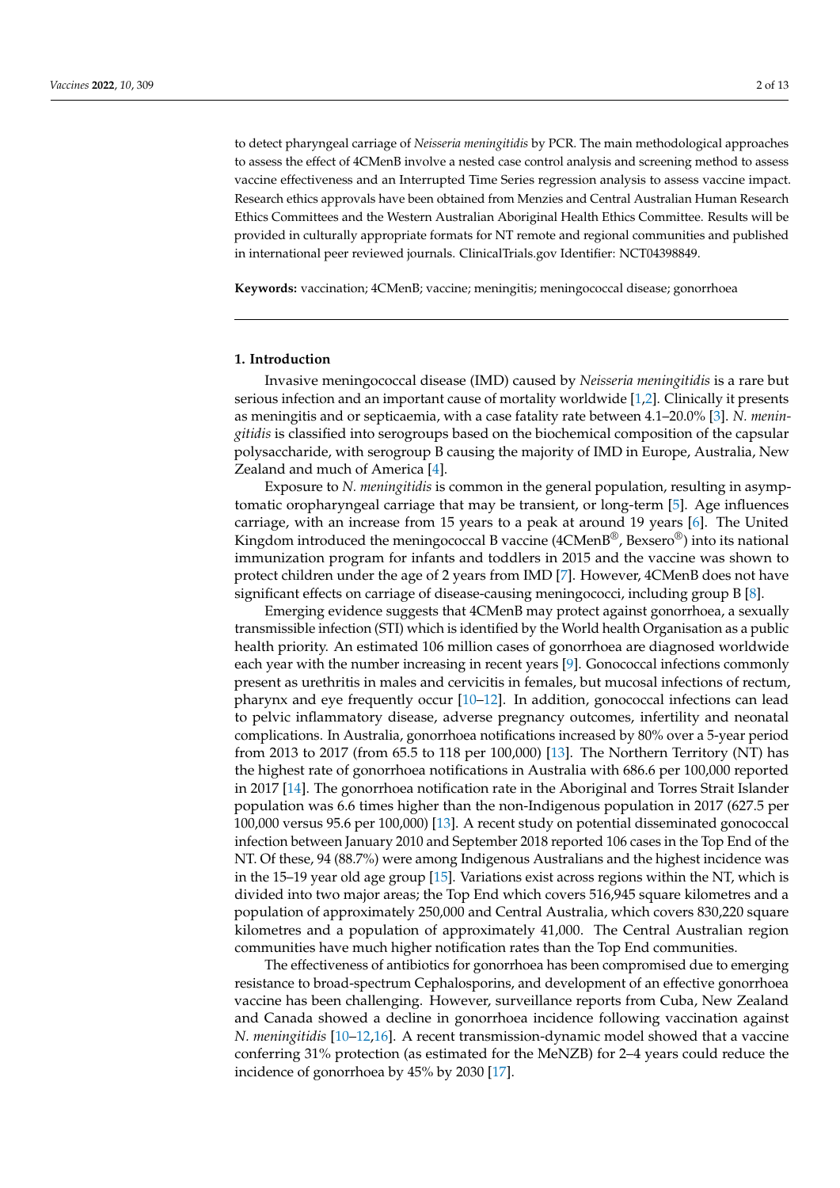to detect pharyngeal carriage of *Neisseria meningitidis* by PCR. The main methodological approaches to assess the effect of 4CMenB involve a nested case control analysis and screening method to assess vaccine effectiveness and an Interrupted Time Series regression analysis to assess vaccine impact. Research ethics approvals have been obtained from Menzies and Central Australian Human Research Ethics Committees and the Western Australian Aboriginal Health Ethics Committee. Results will be provided in culturally appropriate formats for NT remote and regional communities and published in international peer reviewed journals. ClinicalTrials.gov Identifier: NCT04398849.

**Keywords:** vaccination; 4CMenB; vaccine; meningitis; meningococcal disease; gonorrhoea

## 1. Introduction

Invasive meningococcal disease (IMD) caused by *Neisseria meningitidis* is a rare but serious infection and an important cause of mortality worldwide [1,2]. Clinically it presents as meningitis and or septicaemia, with a case fatality rate between 4.1–20.0% [3]. *N. meningitidis* is classified into serogroups based on the biochemical composition of the capsular polysaccharide, with serogroup B causing the majority of IMD in Europe, Australia, New Zealand and much of America [4].

Exposure to *N. meningitidis* is common in the general population, resulting in asymptomatic oropharyngeal carriage that may be transient, or long-term [5]. Age influences carriage, with an increase from 15 years to a peak at around 19 years [6]. The United Kingdom introduced the meningococcal B vaccine (4CMenB®, Bexsero®) into its national immunization program for infants and toddlers in 2015 and the vaccine was shown to protect children under the age of 2 years from IMD [7]. However, 4CMenB does not have significant effects on carriage of disease-causing meningococci, including group B [8].

Emerging evidence suggests that 4CMenB may protect against gonorrhoea, a sexually transmissible infection (STI) which is identified by the World health Organisation as a public health priority. An estimated 106 million cases of gonorrhoea are diagnosed worldwide each year with the number increasing in recent years [9]. Gonococcal infections commonly present as urethritis in males and cervicitis in females, but mucosal infections of rectum, pharynx and eye frequently occur [10–12]. In addition, gonococcal infections can lead to pelvic inflammatory disease, adverse pregnancy outcomes, infertility and neonatal complications. In Australia, gonorrhoea notifications increased by 80% over a 5-year period from 2013 to 2017 (from 65.5 to 118 per 100,000) [13]. The Northern Territory (NT) has the highest rate of gonorrhoea notifications in Australia with 686.6 per 100,000 reported in 2017 [14]. The gonorrhoea notification rate in the Aboriginal and Torres Strait Islander population was 6.6 times higher than the non-Indigenous population in 2017 (627.5 per 100,000 versus 95.6 per 100,000) [13]. A recent study on potential disseminated gonococcal infection between January 2010 and September 2018 reported 106 cases in the Top End of the NT. Of these, 94 (88.7%) were among Indigenous Australians and the highest incidence was in the 15–19 year old age group [15]. Variations exist across regions within the NT, which is divided into two major areas; the Top End which covers 516,945 square kilometres and a population of approximately 250,000 and Central Australia, which covers 830,220 square kilometres and a population of approximately 41,000. The Central Australian region communities have much higher notification rates than the Top End communities.

The effectiveness of antibiotics for gonorrhoea has been compromised due to emerging resistance to broad-spectrum Cephalosporins, and development of an effective gonorrhoea vaccine has been challenging. However, surveillance reports from Cuba, New Zealand and Canada showed a decline in gonorrhoea incidence following vaccination against *N. meningitidis* [10–12,16]. A recent transmission-dynamic model showed that a vaccine conferring 31% protection (as estimated for the MeNZB) for 2–4 years could reduce the incidence of gonorrhoea by 45% by 2030 [17].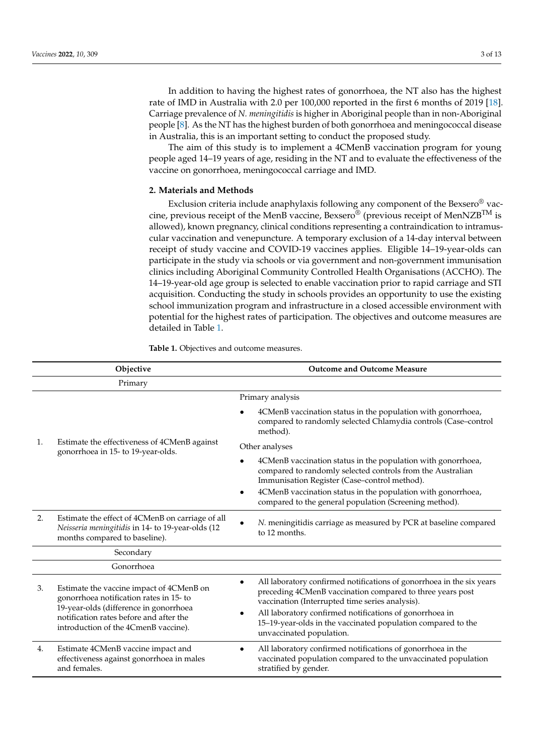In addition to having the highest rates of gonorrhoea, the NT also has the highest rate of IMD in Australia with 2.0 per 100,000 reported in the first 6 months of 2019 [18]. Carriage prevalence of *N. meningitidis* is higher in Aboriginal people than in non-Aboriginal people [8]. As the NT has the highest burden of both gonorrhoea and meningococcal disease in Australia, this is an important setting to conduct the proposed study.

The aim of this study is to implement a 4CMenB vaccination program for young people aged 14–19 years of age, residing in the NT and to evaluate the effectiveness of the vaccine on gonorrhoea, meningococcal carriage and IMD.

## 2. Materials and Methods

Exclusion criteria include anaphylaxis following any component of the Bexsero® vaccine, previous receipt of the MenB vaccine, Bexsero® (previous receipt of MenNZB™ is allowed), known pregnancy, clinical conditions representing a contraindication to intramuscular vaccination and venepuncture. A temporary exclusion of a 14-day interval between receipt of study vaccine and COVID-19 vaccines applies. Eligible 14–19-year-olds can participate in the study via schools or via government and non-government immunisation clinics including Aboriginal Community Controlled Health Organisations (ACCHO). The 14–19-year-old age group is selected to enable vaccination prior to rapid carriage and STI acquisition. Conducting the study in schools provides an opportunity to use the existing school immunization program and infrastructure in a closed accessible environment with potential for the highest rates of participation. The objectives and outcome measures are detailed in Table 1.

**Table 1.** Objectives and outcome measures.

| | Objective | Outcome and Outcome Measure |
|---|---|---|
| | Primary | |
| 1. | Estimate the effectiveness of 4CMenB against gonorrhoea in 15- to 19-year-olds. | Primary analysis<br>• 4CMenB vaccination status in the population with gonorrhoea, compared to randomly selected Chlamydia controls (Case–control method).<br>Other analyses<br>• 4CMenB vaccination status in the population with gonorrhoea, compared to randomly selected controls from the Australian Immunisation Register (Case–control method).<br>• 4CMenB vaccination status in the population with gonorrhoea, compared to the general population (Screening method). |
| 2. | Estimate the effect of 4CMenB on carriage of all *Neisseria meningitidis* in 14- to 19-year-olds (12 months compared to baseline). | • *N.* meningitidis carriage as measured by PCR at baseline compared to 12 months. |
| | Secondary | |
| | Gonorrhoea | |
| 3. | Estimate the vaccine impact of 4CMenB on gonorrhoea notification rates in 15- to 19-year-olds (difference in gonorrhoea notification rates before and after the introduction of the 4CmenB vaccine). | • All laboratory confirmed notifications of gonorrhoea in the six years preceding 4CMenB vaccination compared to three years post vaccination (Interrupted time series analysis).<br>• All laboratory confirmed notifications of gonorrhoea in 15–19-year-olds in the vaccinated population compared to the unvaccinated population. |
| 4. | Estimate 4CMenB vaccine impact and effectiveness against gonorrhoea in males and females. | • All laboratory confirmed notifications of gonorrhoea in the vaccinated population compared to the unvaccinated population stratified by gender. |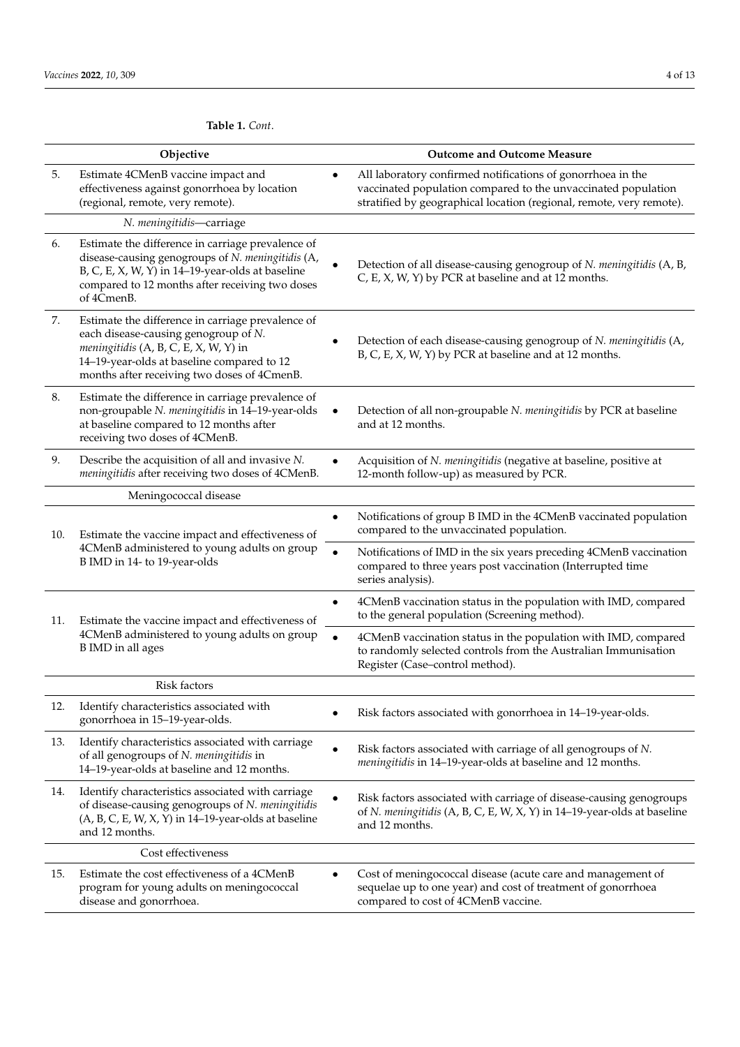**Table 1.** *Cont*.

| | Objective | Outcome and Outcome Measure |
|---|---|---|
| 5. | Estimate 4CMenB vaccine impact and effectiveness against gonorrhoea by location (regional, remote, very remote). | • All laboratory confirmed notifications of gonorrhoea in the vaccinated population compared to the unvaccinated population stratified by geographical location (regional, remote, very remote). |
| | *N. meningitidis*—carriage | |
| 6. | Estimate the difference in carriage prevalence of disease-causing genogroups of *N. meningitidis* (A, B, C, E, X, W, Y) in 14–19-year-olds at baseline compared to 12 months after receiving two doses of 4CmenB. | • Detection of all disease-causing genogroup of *N. meningitidis* (A, B, C, E, X, W, Y) by PCR at baseline and at 12 months. |
| 7. | Estimate the difference in carriage prevalence of each disease-causing genogroup of *N. meningitidis* (A, B, C, E, X, W, Y) in 14–19-year-olds at baseline compared to 12 months after receiving two doses of 4CmenB. | • Detection of each disease-causing genogroup of *N. meningitidis* (A, B, C, E, X, W, Y) by PCR at baseline and at 12 months. |
| 8. | Estimate the difference in carriage prevalence of non-groupable *N. meningitidis* in 14–19-year-olds at baseline compared to 12 months after receiving two doses of 4CMenB. | • Detection of all non-groupable *N. meningitidis* by PCR at baseline and at 12 months. |
| 9. | Describe the acquisition of all and invasive *N. meningitidis* after receiving two doses of 4CMenB. | • Acquisition of *N. meningitidis* (negative at baseline, positive at 12-month follow-up) as measured by PCR. |
| | Meningococcal disease | |
| 10. | Estimate the vaccine impact and effectiveness of 4CMenB administered to young adults on group B IMD in 14- to 19-year-olds | • Notifications of group B IMD in the 4CMenB vaccinated population compared to the unvaccinated population. |
| | | • Notifications of IMD in the six years preceding 4CMenB vaccination compared to three years post vaccination (Interrupted time series analysis). |
| 11. | Estimate the vaccine impact and effectiveness of 4CMenB administered to young adults on group B IMD in all ages | • 4CMenB vaccination status in the population with IMD, compared to the general population (Screening method). |
| | | • 4CMenB vaccination status in the population with IMD, compared to randomly selected controls from the Australian Immunisation Register (Case–control method). |
| | Risk factors | |
| 12. | Identify characteristics associated with gonorrhoea in 15–19-year-olds. | • Risk factors associated with gonorrhoea in 14–19-year-olds. |
| 13. | Identify characteristics associated with carriage of all genogroups of *N. meningitidis* in 14–19-year-olds at baseline and 12 months. | • Risk factors associated with carriage of all genogroups of *N. meningitidis* in 14–19-year-olds at baseline and 12 months. |
| 14. | Identify characteristics associated with carriage of disease-causing genogroups of *N. meningitidis* (A, B, C, E, W, X, Y) in 14–19-year-olds at baseline and 12 months. | • Risk factors associated with carriage of disease-causing genogroups of *N. meningitidis* (A, B, C, E, W, X, Y) in 14–19-year-olds at baseline and 12 months. |
| | Cost effectiveness | |
| 15. | Estimate the cost effectiveness of a 4CMenB program for young adults on meningococcal disease and gonorrhoea. | • Cost of meningococcal disease (acute care and management of sequelae up to one year) and cost of treatment of gonorrhoea compared to cost of 4CMenB vaccine. |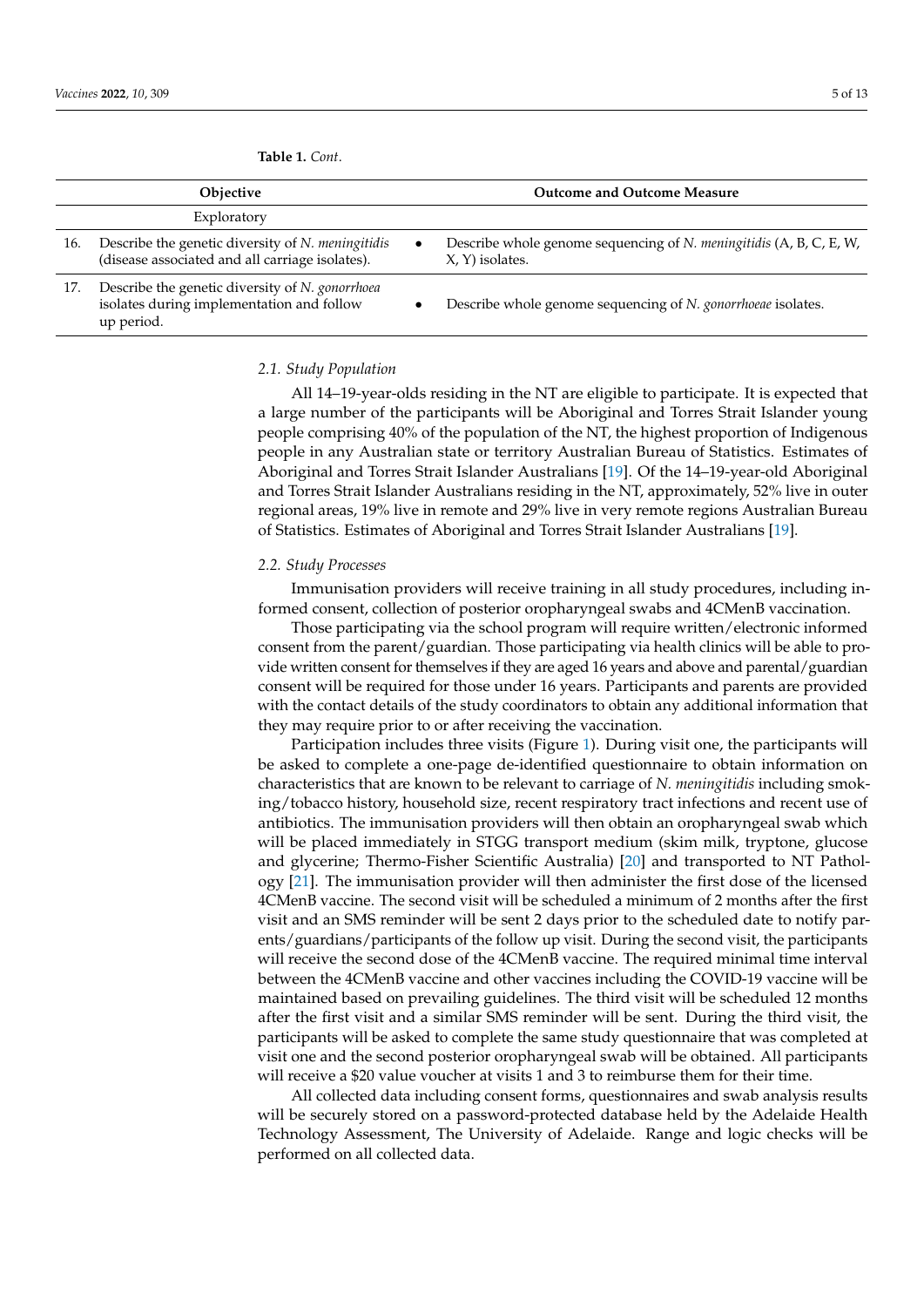**Table 1.** *Cont.*

| | Objective | Outcome and Outcome Measure |
|---|---|---|
| | Exploratory | |
| 16. | Describe the genetic diversity of *N. meningitidis* (disease associated and all carriage isolates). | • Describe whole genome sequencing of *N. meningitidis* (A, B, C, E, W, X, Y) isolates. |
| 17. | Describe the genetic diversity of *N. gonorrhoea* isolates during implementation and follow up period. | • Describe whole genome sequencing of *N. gonorrhoeae* isolates. |

### 2.1. Study Population

All 14–19-year-olds residing in the NT are eligible to participate. It is expected that a large number of the participants will be Aboriginal and Torres Strait Islander young people comprising 40% of the population of the NT, the highest proportion of Indigenous people in any Australian state or territory Australian Bureau of Statistics. Estimates of Aboriginal and Torres Strait Islander Australians [19]. Of the 14–19-year-old Aboriginal and Torres Strait Islander Australians residing in the NT, approximately, 52% live in outer regional areas, 19% live in remote and 29% live in very remote regions Australian Bureau of Statistics. Estimates of Aboriginal and Torres Strait Islander Australians [19].

### 2.2. Study Processes

Immunisation providers will receive training in all study procedures, including informed consent, collection of posterior oropharyngeal swabs and 4CMenB vaccination.

Those participating via the school program will require written/electronic informed consent from the parent/guardian. Those participating via health clinics will be able to provide written consent for themselves if they are aged 16 years and above and parental/guardian consent will be required for those under 16 years. Participants and parents are provided with the contact details of the study coordinators to obtain any additional information that they may require prior to or after receiving the vaccination.

Participation includes three visits (Figure 1). During visit one, the participants will be asked to complete a one-page de-identified questionnaire to obtain information on characteristics that are known to be relevant to carriage of *N. meningitidis* including smoking/tobacco history, household size, recent respiratory tract infections and recent use of antibiotics. The immunisation providers will then obtain an oropharyngeal swab which will be placed immediately in STGG transport medium (skim milk, tryptone, glucose and glycerine; Thermo-Fisher Scientific Australia) [20] and transported to NT Pathology [21]. The immunisation provider will then administer the first dose of the licensed 4CMenB vaccine. The second visit will be scheduled a minimum of 2 months after the first visit and an SMS reminder will be sent 2 days prior to the scheduled date to notify parents/guardians/participants of the follow up visit. During the second visit, the participants will receive the second dose of the 4CMenB vaccine. The required minimal time interval between the 4CMenB vaccine and other vaccines including the COVID-19 vaccine will be maintained based on prevailing guidelines. The third visit will be scheduled 12 months after the first visit and a similar SMS reminder will be sent. During the third visit, the participants will be asked to complete the same study questionnaire that was completed at visit one and the second posterior oropharyngeal swab will be obtained. All participants will receive a $20 value voucher at visits 1 and 3 to reimburse them for their time.

All collected data including consent forms, questionnaires and swab analysis results will be securely stored on a password-protected database held by the Adelaide Health Technology Assessment, The University of Adelaide. Range and logic checks will be performed on all collected data.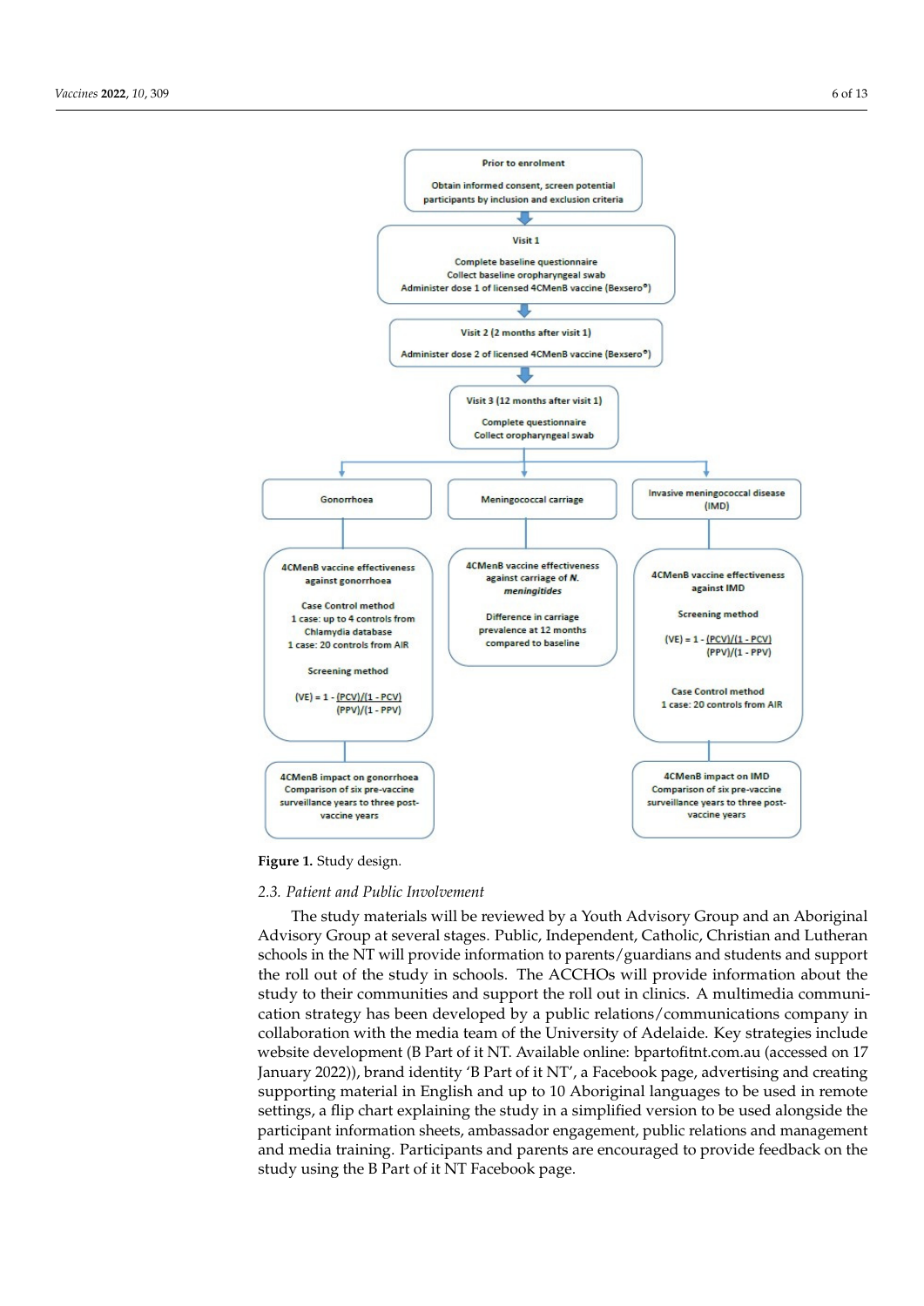**Figure 1.** Study design.

### 2.3. Patient and Public Involvement

The study materials will be reviewed by a Youth Advisory Group and an Aboriginal Advisory Group at several stages. Public, Independent, Catholic, Christian and Lutheran schools in the NT will provide information to parents/guardians and students and support the roll out of the study in schools. The ACCHOs will provide information about the study to their communities and support the roll out in clinics. A multimedia communication strategy has been developed by a public relations/communications company in collaboration with the media team of the University of Adelaide. Key strategies include website development (B Part of it NT. Available online: bpartofitnt.com.au (accessed on 17 January 2022)), brand identity 'B Part of it NT', a Facebook page, advertising and creating supporting material in English and up to 10 Aboriginal languages to be used in remote settings, a flip chart explaining the study in a simplified version to be used alongside the participant information sheets, ambassador engagement, public relations and management and media training. Participants and parents are encouraged to provide feedback on the study using the B Part of it NT Facebook page.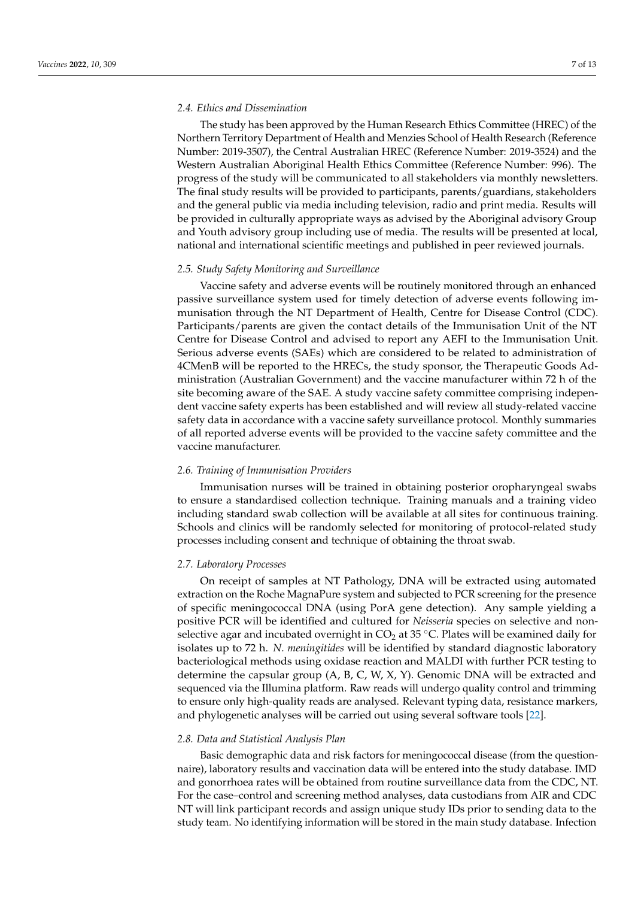### 2.4. Ethics and Dissemination

The study has been approved by the Human Research Ethics Committee (HREC) of the Northern Territory Department of Health and Menzies School of Health Research (Reference Number: 2019-3507), the Central Australian HREC (Reference Number: 2019-3524) and the Western Australian Aboriginal Health Ethics Committee (Reference Number: 996). The progress of the study will be communicated to all stakeholders via monthly newsletters. The final study results will be provided to participants, parents/guardians, stakeholders and the general public via media including television, radio and print media. Results will be provided in culturally appropriate ways as advised by the Aboriginal advisory Group and Youth advisory group including use of media. The results will be presented at local, national and international scientific meetings and published in peer reviewed journals.

### 2.5. Study Safety Monitoring and Surveillance

Vaccine safety and adverse events will be routinely monitored through an enhanced passive surveillance system used for timely detection of adverse events following immunisation through the NT Department of Health, Centre for Disease Control (CDC). Participants/parents are given the contact details of the Immunisation Unit of the NT Centre for Disease Control and advised to report any AEFI to the Immunisation Unit. Serious adverse events (SAEs) which are considered to be related to administration of 4CMenB will be reported to the HRECs, the study sponsor, the Therapeutic Goods Administration (Australian Government) and the vaccine manufacturer within 72 h of the site becoming aware of the SAE. A study vaccine safety committee comprising independent vaccine safety experts has been established and will review all study-related vaccine safety data in accordance with a vaccine safety surveillance protocol. Monthly summaries of all reported adverse events will be provided to the vaccine safety committee and the vaccine manufacturer.

### 2.6. Training of Immunisation Providers

Immunisation nurses will be trained in obtaining posterior oropharyngeal swabs to ensure a standardised collection technique. Training manuals and a training video including standard swab collection will be available at all sites for continuous training. Schools and clinics will be randomly selected for monitoring of protocol-related study processes including consent and technique of obtaining the throat swab.

### 2.7. Laboratory Processes

On receipt of samples at NT Pathology, DNA will be extracted using automated extraction on the Roche MagnaPure system and subjected to PCR screening for the presence of specific meningococcal DNA (using PorA gene detection). Any sample yielding a positive PCR will be identified and cultured for *Neisseria* species on selective and non-selective agar and incubated overnight in $CO_2$ at 35 °C. Plates will be examined daily for isolates up to 72 h. *N. meningitides* will be identified by standard diagnostic laboratory bacteriological methods using oxidase reaction and MALDI with further PCR testing to determine the capsular group (A, B, C, W, X, Y). Genomic DNA will be extracted and sequenced via the Illumina platform. Raw reads will undergo quality control and trimming to ensure only high-quality reads are analysed. Relevant typing data, resistance markers, and phylogenetic analyses will be carried out using several software tools [22].

### 2.8. Data and Statistical Analysis Plan

Basic demographic data and risk factors for meningococcal disease (from the questionnaire), laboratory results and vaccination data will be entered into the study database. IMD and gonorrhoea rates will be obtained from routine surveillance data from the CDC, NT. For the case–control and screening method analyses, data custodians from AIR and CDC NT will link participant records and assign unique study IDs prior to sending data to the study team. No identifying information will be stored in the main study database. Infection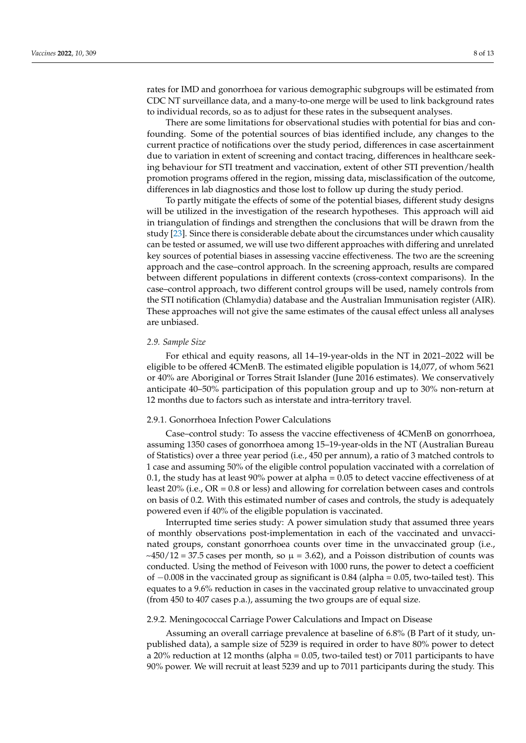rates for IMD and gonorrhoea for various demographic subgroups will be estimated from CDC NT surveillance data, and a many-to-one merge will be used to link background rates to individual records, so as to adjust for these rates in the subsequent analyses.

There are some limitations for observational studies with potential for bias and confounding. Some of the potential sources of bias identified include, any changes to the current practice of notifications over the study period, differences in case ascertainment due to variation in extent of screening and contact tracing, differences in healthcare seeking behaviour for STI treatment and vaccination, extent of other STI prevention/health promotion programs offered in the region, missing data, misclassification of the outcome, differences in lab diagnostics and those lost to follow up during the study period.

To partly mitigate the effects of some of the potential biases, different study designs will be utilized in the investigation of the research hypotheses. This approach will aid in triangulation of findings and strengthen the conclusions that will be drawn from the study [23]. Since there is considerable debate about the circumstances under which causality can be tested or assumed, we will use two different approaches with differing and unrelated key sources of potential biases in assessing vaccine effectiveness. The two are the screening approach and the case–control approach. In the screening approach, results are compared between different populations in different contexts (cross-context comparisons). In the case–control approach, two different control groups will be used, namely controls from the STI notification (Chlamydia) database and the Australian Immunisation register (AIR). These approaches will not give the same estimates of the causal effect unless all analyses are unbiased.

### *2.9. Sample Size*

For ethical and equity reasons, all 14–19-year-olds in the NT in 2021–2022 will be eligible to be offered 4CMenB. The estimated eligible population is 14,077, of whom 5621 or 40% are Aboriginal or Torres Strait Islander (June 2016 estimates). We conservatively anticipate 40–50% participation of this population group and up to 30% non-return at 12 months due to factors such as interstate and intra-territory travel.

#### 2.9.1. Gonorrhoea Infection Power Calculations

Case–control study: To assess the vaccine effectiveness of 4CMenB on gonorrhoea, assuming 1350 cases of gonorrhoea among 15–19-year-olds in the NT (Australian Bureau of Statistics) over a three year period (i.e., 450 per annum), a ratio of 3 matched controls to 1 case and assuming 50% of the eligible control population vaccinated with a correlation of 0.1, the study has at least 90% power at alpha = 0.05 to detect vaccine effectiveness of at least 20% (i.e., OR = 0.8 or less) and allowing for correlation between cases and controls on basis of 0.2. With this estimated number of cases and controls, the study is adequately powered even if 40% of the eligible population is vaccinated.

Interrupted time series study: A power simulation study that assumed three years of monthly observations post-implementation in each of the vaccinated and unvaccinated groups, constant gonorrhoea counts over time in the unvaccinated group (i.e., ~450/12 = 37.5 cases per month, so $\mu = 3.62$), and a Poisson distribution of counts was conducted. Using the method of Feiveson with 1000 runs, the power to detect a coefficient of $-0.008$ in the vaccinated group as significant is 0.84 (alpha = 0.05, two-tailed test). This equates to a 9.6% reduction in cases in the vaccinated group relative to unvaccinated group (from 450 to 407 cases p.a.), assuming the two groups are of equal size.

#### 2.9.2. Meningococcal Carriage Power Calculations and Impact on Disease

Assuming an overall carriage prevalence at baseline of 6.8% (B Part of it study, unpublished data), a sample size of 5239 is required in order to have 80% power to detect a 20% reduction at 12 months (alpha = 0.05, two-tailed test) or 7011 participants to have 90% power. We will recruit at least 5239 and up to 7011 participants during the study. This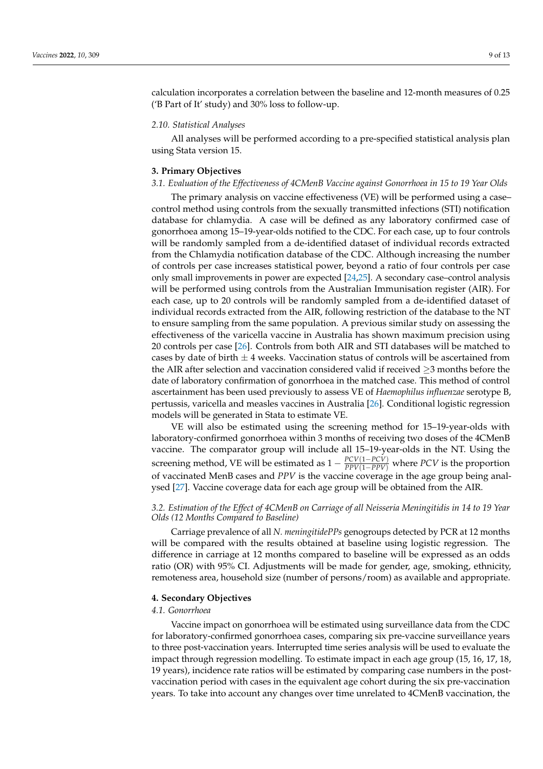calculation incorporates a correlation between the baseline and 12-month measures of 0.25 ('B Part of It' study) and 30% loss to follow-up.

### 2.10. Statistical Analyses

All analyses will be performed according to a pre-specified statistical analysis plan using Stata version 15.

## 3. Primary Objectives

### 3.1. Evaluation of the Effectiveness of 4CMenB Vaccine against Gonorrhoea in 15 to 19 Year Olds

The primary analysis on vaccine effectiveness (VE) will be performed using a case–control method using controls from the sexually transmitted infections (STI) notification database for chlamydia. A case will be defined as any laboratory confirmed case of gonorrhoea among 15–19-year-olds notified to the CDC. For each case, up to four controls will be randomly sampled from a de-identified dataset of individual records extracted from the Chlamydia notification database of the CDC. Although increasing the number of controls per case increases statistical power, beyond a ratio of four controls per case only small improvements in power are expected [24,25]. A secondary case–control analysis will be performed using controls from the Australian Immunisation register (AIR). For each case, up to 20 controls will be randomly sampled from a de-identified dataset of individual records extracted from the AIR, following restriction of the database to the NT to ensure sampling from the same population. A previous similar study on assessing the effectiveness of the varicella vaccine in Australia has shown maximum precision using 20 controls per case [26]. Controls from both AIR and STI databases will be matched to cases by date of birth $\pm$ 4 weeks. Vaccination status of controls will be ascertained from the AIR after selection and vaccination considered valid if received $\geq$3 months before the date of laboratory confirmation of gonorrhoea in the matched case. This method of control ascertainment has been used previously to assess VE of *Haemophilus influenzae* serotype B, pertussis, varicella and measles vaccines in Australia [26]. Conditional logistic regression models will be generated in Stata to estimate VE.

VE will also be estimated using the screening method for 15–19-year-olds with laboratory-confirmed gonorrhoea within 3 months of receiving two doses of the 4CMenB vaccine. The comparator group will include all 15–19-year-olds in the NT. Using the screening method, VE will be estimated as $1 - \frac{PCV(1-PCV)}{PPV(1-PPV)}$ where $PCV$ is the proportion of vaccinated MenB cases and $PPV$ is the vaccine coverage in the age group being analysed [27]. Vaccine coverage data for each age group will be obtained from the AIR.

### 3.2. Estimation of the Effect of 4CMenB on Carriage of all Neisseria Meningitidis in 14 to 19 Year Olds (12 Months Compared to Baseline)

Carriage prevalence of all *N. meningitidePPs* genogroups detected by PCR at 12 months will be compared with the results obtained at baseline using logistic regression. The difference in carriage at 12 months compared to baseline will be expressed as an odds ratio (OR) with 95% CI. Adjustments will be made for gender, age, smoking, ethnicity, remoteness area, household size (number of persons/room) as available and appropriate.

## 4. Secondary Objectives

### 4.1. Gonorrhoea

Vaccine impact on gonorrhoea will be estimated using surveillance data from the CDC for laboratory-confirmed gonorrhoea cases, comparing six pre-vaccine surveillance years to three post-vaccination years. Interrupted time series analysis will be used to evaluate the impact through regression modelling. To estimate impact in each age group (15, 16, 17, 18, 19 years), incidence rate ratios will be estimated by comparing case numbers in the post-vaccination period with cases in the equivalent age cohort during the six pre-vaccination years. To take into account any changes over time unrelated to 4CMenB vaccination, the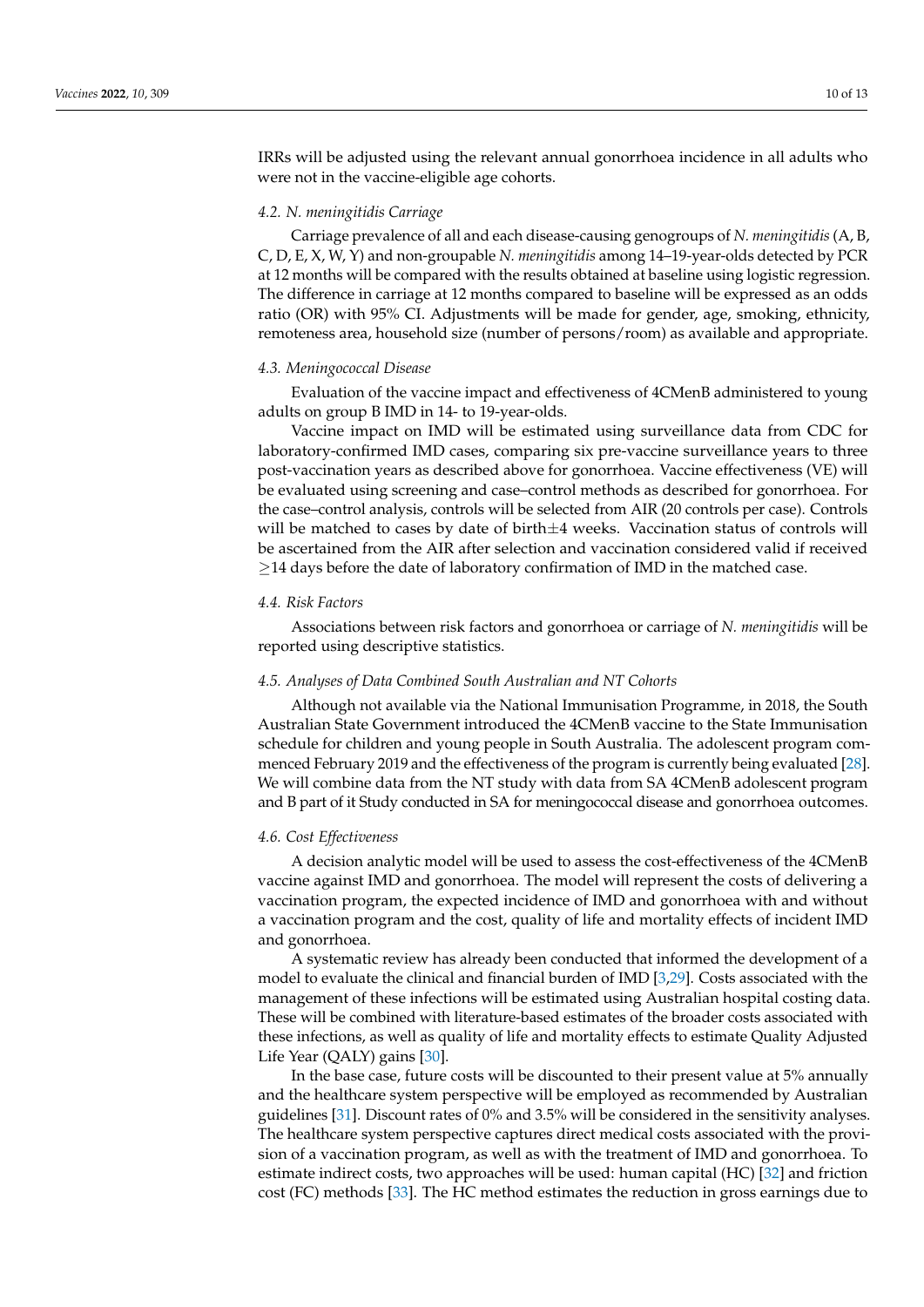IRRs will be adjusted using the relevant annual gonorrhoea incidence in all adults who were not in the vaccine-eligible age cohorts.

### *4.2. N. meningitidis Carriage*

Carriage prevalence of all and each disease-causing genogroups of *N. meningitidis* (A, B, C, D, E, X, W, Y) and non-groupable *N. meningitidis* among 14–19-year-olds detected by PCR at 12 months will be compared with the results obtained at baseline using logistic regression. The difference in carriage at 12 months compared to baseline will be expressed as an odds ratio (OR) with 95% CI. Adjustments will be made for gender, age, smoking, ethnicity, remoteness area, household size (number of persons/room) as available and appropriate.

### *4.3. Meningococcal Disease*

Evaluation of the vaccine impact and effectiveness of 4CMenB administered to young adults on group B IMD in 14- to 19-year-olds.

Vaccine impact on IMD will be estimated using surveillance data from CDC for laboratory-confirmed IMD cases, comparing six pre-vaccine surveillance years to three post-vaccination years as described above for gonorrhoea. Vaccine effectiveness (VE) will be evaluated using screening and case–control methods as described for gonorrhoea. For the case–control analysis, controls will be selected from AIR (20 controls per case). Controls will be matched to cases by date of birth±4 weeks. Vaccination status of controls will be ascertained from the AIR after selection and vaccination considered valid if received ≥14 days before the date of laboratory confirmation of IMD in the matched case.

### *4.4. Risk Factors*

Associations between risk factors and gonorrhoea or carriage of *N. meningitidis* will be reported using descriptive statistics.

### *4.5. Analyses of Data Combined South Australian and NT Cohorts*

Although not available via the National Immunisation Programme, in 2018, the South Australian State Government introduced the 4CMenB vaccine to the State Immunisation schedule for children and young people in South Australia. The adolescent program commenced February 2019 and the effectiveness of the program is currently being evaluated [28]. We will combine data from the NT study with data from SA 4CMenB adolescent program and B part of it Study conducted in SA for meningococcal disease and gonorrhoea outcomes.

### *4.6. Cost Effectiveness*

A decision analytic model will be used to assess the cost-effectiveness of the 4CMenB vaccine against IMD and gonorrhoea. The model will represent the costs of delivering a vaccination program, the expected incidence of IMD and gonorrhoea with and without a vaccination program and the cost, quality of life and mortality effects of incident IMD and gonorrhoea.

A systematic review has already been conducted that informed the development of a model to evaluate the clinical and financial burden of IMD [3,29]. Costs associated with the management of these infections will be estimated using Australian hospital costing data. These will be combined with literature-based estimates of the broader costs associated with these infections, as well as quality of life and mortality effects to estimate Quality Adjusted Life Year (QALY) gains [30].

In the base case, future costs will be discounted to their present value at 5% annually and the healthcare system perspective will be employed as recommended by Australian guidelines [31]. Discount rates of 0% and 3.5% will be considered in the sensitivity analyses. The healthcare system perspective captures direct medical costs associated with the provision of a vaccination program, as well as with the treatment of IMD and gonorrhoea. To estimate indirect costs, two approaches will be used: human capital (HC) [32] and friction cost (FC) methods [33]. The HC method estimates the reduction in gross earnings due to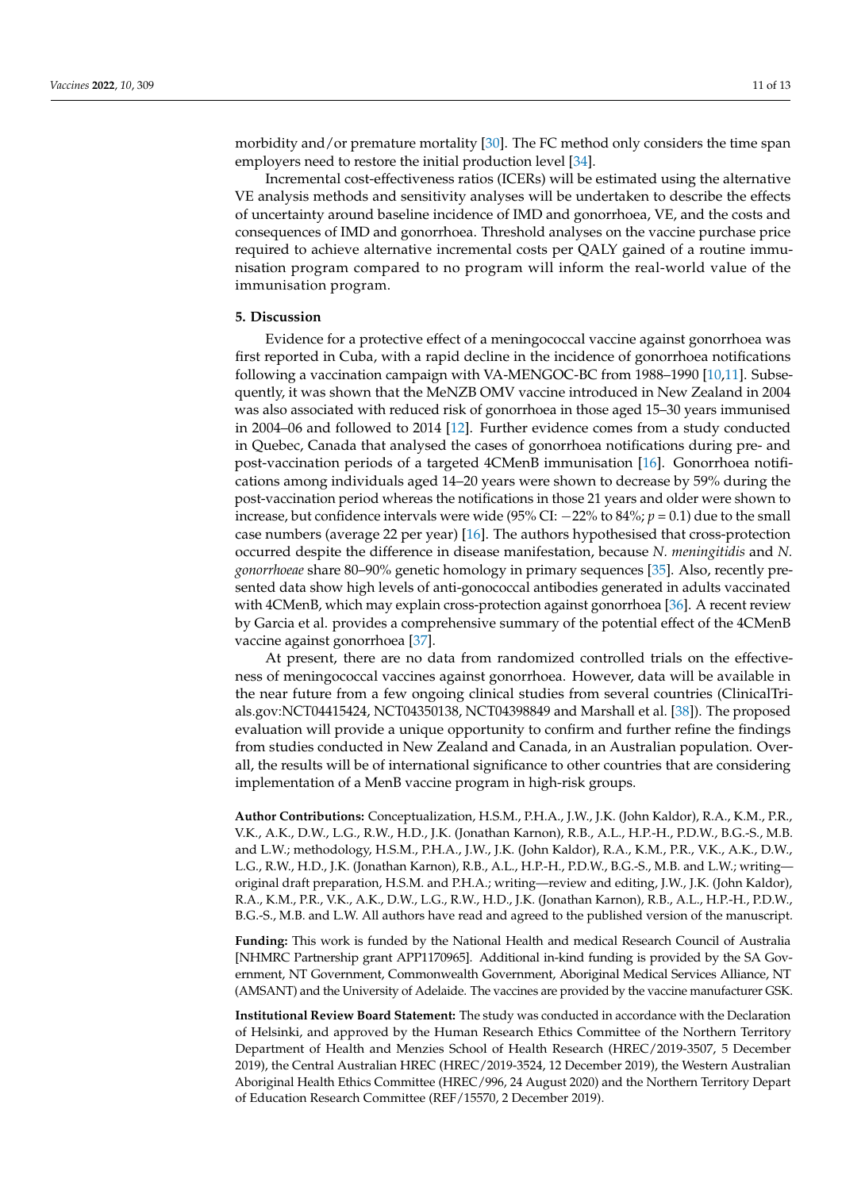morbidity and/or premature mortality [30]. The FC method only considers the time span employers need to restore the initial production level [34].

Incremental cost-effectiveness ratios (ICERs) will be estimated using the alternative VE analysis methods and sensitivity analyses will be undertaken to describe the effects of uncertainty around baseline incidence of IMD and gonorrhoea, VE, and the costs and consequences of IMD and gonorrhoea. Threshold analyses on the vaccine purchase price required to achieve alternative incremental costs per QALY gained of a routine immunisation program compared to no program will inform the real-world value of the immunisation program.

## 5. Discussion

Evidence for a protective effect of a meningococcal vaccine against gonorrhoea was first reported in Cuba, with a rapid decline in the incidence of gonorrhoea notifications following a vaccination campaign with VA-MENGOC-BC from 1988–1990 [10,11]. Subsequently, it was shown that the MeNZB OMV vaccine introduced in New Zealand in 2004 was also associated with reduced risk of gonorrhoea in those aged 15–30 years immunised in 2004–06 and followed to 2014 [12]. Further evidence comes from a study conducted in Quebec, Canada that analysed the cases of gonorrhoea notifications during pre- and post-vaccination periods of a targeted 4CMenB immunisation [16]. Gonorrhoea notifications among individuals aged 14–20 years were shown to decrease by 59% during the post-vaccination period whereas the notifications in those 21 years and older were shown to increase, but confidence intervals were wide (95% CI: −22% to 84%; $p = 0.1$) due to the small case numbers (average 22 per year) [16]. The authors hypothesised that cross-protection occurred despite the difference in disease manifestation, because *N. meningitidis* and *N. gonorrhoeae* share 80–90% genetic homology in primary sequences [35]. Also, recently presented data show high levels of anti-gonococcal antibodies generated in adults vaccinated with 4CMenB, which may explain cross-protection against gonorrhoea [36]. A recent review by Garcia et al. provides a comprehensive summary of the potential effect of the 4CMenB vaccine against gonorrhoea [37].

At present, there are no data from randomized controlled trials on the effectiveness of meningococcal vaccines against gonorrhoea. However, data will be available in the near future from a few ongoing clinical studies from several countries (ClinicalTrials.gov:NCT04415424, NCT04350138, NCT04398849 and Marshall et al. [38]). The proposed evaluation will provide a unique opportunity to confirm and further refine the findings from studies conducted in New Zealand and Canada, in an Australian population. Overall, the results will be of international significance to other countries that are considering implementation of a MenB vaccine program in high-risk groups.

**Author Contributions:** Conceptualization, H.S.M., P.H.A., J.W., J.K. (John Kaldor), R.A., K.M., P.R., V.K., A.K., D.W., L.G., R.W., H.D., J.K. (Jonathan Karnon), R.B., A.L., H.P.-H., P.D.W., B.G.-S., M.B. and L.W.; methodology, H.S.M., P.H.A., J.W., J.K. (John Kaldor), R.A., K.M., P.R., V.K., A.K., D.W., L.G., R.W., H.D., J.K. (Jonathan Karnon), R.B., A.L., H.P.-H., P.D.W., B.G.-S., M.B. and L.W.; writing—original draft preparation, H.S.M. and P.H.A.; writing—review and editing, J.W., J.K. (John Kaldor), R.A., K.M., P.R., V.K., A.K., D.W., L.G., R.W., H.D., J.K. (Jonathan Karnon), R.B., A.L., H.P.-H., P.D.W., B.G.-S., M.B. and L.W. All authors have read and agreed to the published version of the manuscript.

**Funding:** This work is funded by the National Health and medical Research Council of Australia [NHMRC Partnership grant APP1170965]. Additional in-kind funding is provided by the SA Government, NT Government, Commonwealth Government, Aboriginal Medical Services Alliance, NT (AMSANT) and the University of Adelaide. The vaccines are provided by the vaccine manufacturer GSK.

**Institutional Review Board Statement:** The study was conducted in accordance with the Declaration of Helsinki, and approved by the Human Research Ethics Committee of the Northern Territory Department of Health and Menzies School of Health Research (HREC/2019-3507, 5 December 2019), the Central Australian HREC (HREC/2019-3524, 12 December 2019), the Western Australian Aboriginal Health Ethics Committee (HREC/996, 24 August 2020) and the Northern Territory Depart of Education Research Committee (REF/15570, 2 December 2019).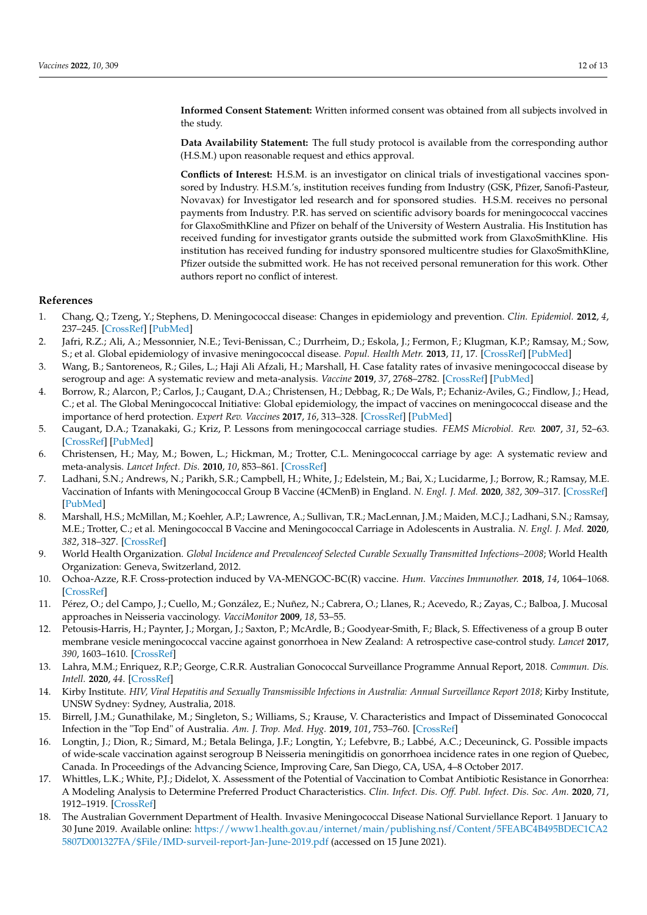**Informed Consent Statement:** Written informed consent was obtained from all subjects involved in the study.

**Data Availability Statement:** The full study protocol is available from the corresponding author (H.S.M.) upon reasonable request and ethics approval.

**Conflicts of Interest:** H.S.M. is an investigator on clinical trials of investigational vaccines sponsored by Industry. H.S.M.'s, institution receives funding from Industry (GSK, Pfizer, Sanofi-Pasteur, Novavax) for Investigator led research and for sponsored studies. H.S.M. receives no personal payments from Industry. P.R. has served on scientific advisory boards for meningococcal vaccines for GlaxoSmithKline and Pfizer on behalf of the University of Western Australia. His Institution has received funding for investigator grants outside the submitted work from GlaxoSmithKline. His institution has received funding for industry sponsored multicentre studies for GlaxoSmithKline, Pfizer outside the submitted work. He has not received personal remuneration for this work. Other authors report no conflict of interest.

## References

1. Chang, Q.; Tzeng, Y.; Stephens, D. Meningococcal disease: Changes in epidemiology and prevention. *Clin. Epidemiol.* **2012**, *4*, 237–245. [CrossRef] [PubMed]
2. Jafri, R.Z.; Ali, A.; Messonnier, N.E.; Tevi-Benissan, C.; Durrheim, D.; Eskola, J.; Fermon, F.; Klugman, K.P.; Ramsay, M.; Sow, S.; et al. Global epidemiology of invasive meningococcal disease. *Popul. Health Metr.* **2013**, *11*, 17. [CrossRef] [PubMed]
3. Wang, B.; Santoreneos, R.; Giles, L.; Haji Ali Afzali, H.; Marshall, H. Case fatality rates of invasive meningococcal disease by serogroup and age: A systematic review and meta-analysis. *Vaccine* **2019**, *37*, 2768–2782. [CrossRef] [PubMed]
4. Borrow, R.; Alarcon, P.; Carlos, J.; Caugant, D.A.; Christensen, H.; Debbag, R.; De Wals, P.; Echaniz-Aviles, G.; Findlow, J.; Head, C.; et al. The Global Meningococcal Initiative: Global epidemiology, the impact of vaccines on meningococcal disease and the importance of herd protection. *Expert Rev. Vaccines* **2017**, *16*, 313–328. [CrossRef] [PubMed]
5. Caugant, D.A.; Tzanakaki, G.; Kriz, P. Lessons from meningococcal carriage studies. *FEMS Microbiol. Rev.* **2007**, *31*, 52–63. [CrossRef] [PubMed]
6. Christensen, H.; May, M.; Bowen, L.; Hickman, M.; Trotter, C.L. Meningococcal carriage by age: A systematic review and meta-analysis. *Lancet Infect. Dis.* **2010**, *10*, 853–861. [CrossRef]
7. Ladhani, S.N.; Andrews, N.; Parikh, S.R.; Campbell, H.; White, J.; Edelstein, M.; Bai, X.; Lucidarme, J.; Borrow, R.; Ramsay, M.E. Vaccination of Infants with Meningococcal Group B Vaccine (4CMenB) in England. *N. Engl. J. Med.* **2020**, *382*, 309–317. [CrossRef] [PubMed]
8. Marshall, H.S.; McMillan, M.; Koehler, A.P.; Lawrence, A.; Sullivan, T.R.; MacLennan, J.M.; Maiden, M.C.J.; Ladhani, S.N.; Ramsay, M.E.; Trotter, C.; et al. Meningococcal B Vaccine and Meningococcal Carriage in Adolescents in Australia. *N. Engl. J. Med.* **2020**, *382*, 318–327. [CrossRef]
9. World Health Organization. *Global Incidence and Prevalenceof Selected Curable Sexually Transmitted Infections–2008*; World Health Organization: Geneva, Switzerland, 2012.
10. Ochoa-Azze, R.F. Cross-protection induced by VA-MENGOC-BC(R) vaccine. *Hum. Vaccines Immunother.* **2018**, *14*, 1064–1068. [CrossRef]
11. Pérez, O.; del Campo, J.; Cuello, M.; González, E.; Nuñez, N.; Cabrera, O.; Llanes, R.; Acevedo, R.; Zayas, C.; Balboa, J. Mucosal approaches in Neisseria vaccinology. *VacciMonitor* **2009**, *18*, 53–55.
12. Petousis-Harris, H.; Paynter, J.; Morgan, J.; Saxton, P.; McArdle, B.; Goodyear-Smith, F.; Black, S. Effectiveness of a group B outer membrane vesicle meningococcal vaccine against gonorrhoea in New Zealand: A retrospective case-control study. *Lancet* **2017**, *390*, 1603–1610. [CrossRef]
13. Lahra, M.M.; Enriquez, R.P.; George, C.R.R. Australian Gonococcal Surveillance Programme Annual Report, 2018. *Commun. Dis. Intell.* **2020**, *44*. [CrossRef]
14. Kirby Institute. *HIV, Viral Hepatitis and Sexually Transmissible Infections in Australia: Annual Surveillance Report 2018*; Kirby Institute, UNSW Sydney: Sydney, Australia, 2018.
15. Birrell, J.M.; Gunathilake, M.; Singleton, S.; Williams, S.; Krause, V. Characteristics and Impact of Disseminated Gonococcal Infection in the "Top End" of Australia. *Am. J. Trop. Med. Hyg.* **2019**, *101*, 753–760. [CrossRef]
16. Longtin, J.; Dion, R.; Simard, M.; Betala Belinga, J.F.; Longtin, Y.; Lefebvre, B.; Labbé, A.C.; Deceuninck, G. Possible impacts of wide-scale vaccination against serogroup B Neisseria meningitidis on gonorrhoea incidence rates in one region of Quebec, Canada. In Proceedings of the Advancing Science, Improving Care, San Diego, CA, USA, 4–8 October 2017.
17. Whittles, L.K.; White, P.J.; Didelot, X. Assessment of the Potential of Vaccination to Combat Antibiotic Resistance in Gonorrhea: A Modeling Analysis to Determine Preferred Product Characteristics. *Clin. Infect. Dis. Off. Publ. Infect. Dis. Soc. Am.* **2020**, *71*, 1912–1919. [CrossRef]
18. The Australian Government Department of Health. Invasive Meningococcal Disease National Surviellance Report. 1 January to 30 June 2019. Available online: https://www1.health.gov.au/internet/main/publishing.nsf/Content/5FEABC4B495BDEC1CA25807D001327FA/$File/IMD-surveil-report-Jan-June-2019.pdf (accessed on 15 June 2021).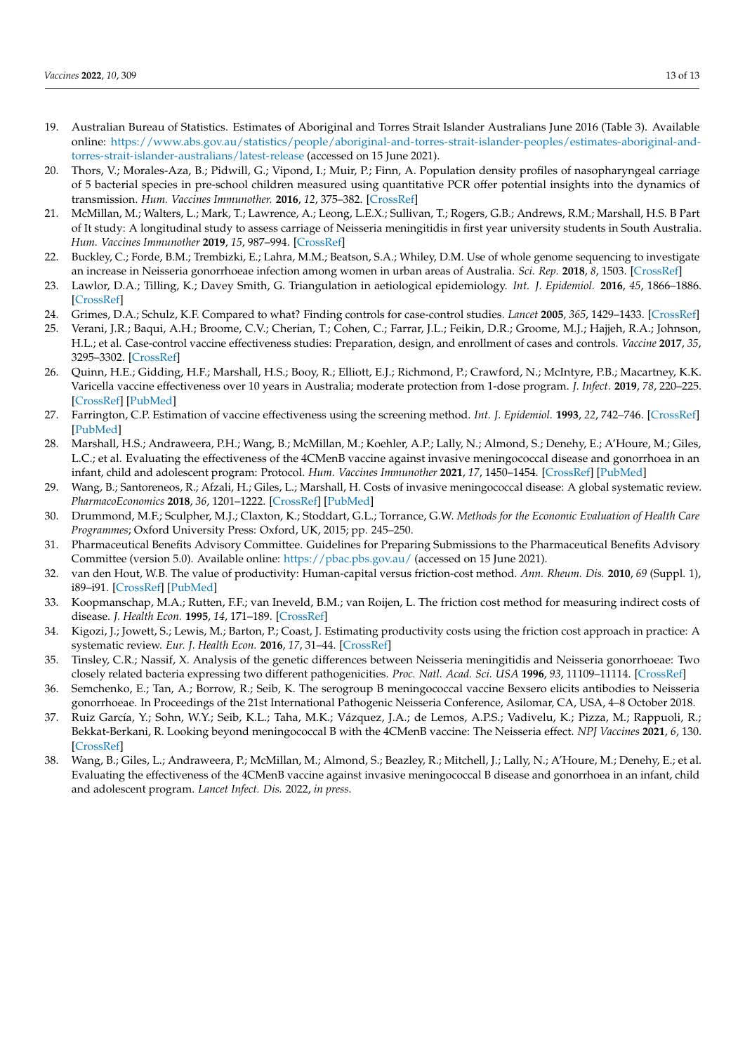19. Australian Bureau of Statistics. Estimates of Aboriginal and Torres Strait Islander Australians June 2016 (Table 3). Available online: https://www.abs.gov.au/statistics/people/aboriginal-and-torres-strait-islander-peoples/estimates-aboriginal-and-torres-strait-islander-australians/latest-release (accessed on 15 June 2021).
20. Thors, V.; Morales-Aza, B.; Pidwill, G.; Vipond, I.; Muir, P.; Finn, A. Population density profiles of nasopharyngeal carriage of 5 bacterial species in pre-school children measured using quantitative PCR offer potential insights into the dynamics of transmission. *Hum. Vaccines Immunother.* **2016**, *12*, 375–382. [CrossRef]
21. McMillan, M.; Walters, L.; Mark, T.; Lawrence, A.; Leong, L.E.X.; Sullivan, T.; Rogers, G.B.; Andrews, R.M.; Marshall, H.S. B Part of It study: A longitudinal study to assess carriage of Neisseria meningitidis in first year university students in South Australia. *Hum. Vaccines Immunother* **2019**, *15*, 987–994. [CrossRef]
22. Buckley, C.; Forde, B.M.; Trembizki, E.; Lahra, M.M.; Beatson, S.A.; Whiley, D.M. Use of whole genome sequencing to investigate an increase in Neisseria gonorrhoeae infection among women in urban areas of Australia. *Sci. Rep.* **2018**, *8*, 1503. [CrossRef]
23. Lawlor, D.A.; Tilling, K.; Davey Smith, G. Triangulation in aetiological epidemiology. *Int. J. Epidemiol.* **2016**, *45*, 1866–1886. [CrossRef]
24. Grimes, D.A.; Schulz, K.F. Compared to what? Finding controls for case-control studies. *Lancet* **2005**, *365*, 1429–1433. [CrossRef]
25. Verani, J.R.; Baqui, A.H.; Broome, C.V.; Cherian, T.; Cohen, C.; Farrar, J.L.; Feikin, D.R.; Groome, M.J.; Hajjeh, R.A.; Johnson, H.L.; et al. Case-control vaccine effectiveness studies: Preparation, design, and enrollment of cases and controls. *Vaccine* **2017**, *35*, 3295–3302. [CrossRef]
26. Quinn, H.E.; Gidding, H.F.; Marshall, H.S.; Booy, R.; Elliott, E.J.; Richmond, P.; Crawford, N.; McIntyre, P.B.; Macartney, K.K. Varicella vaccine effectiveness over 10 years in Australia; moderate protection from 1-dose program. *J. Infect.* **2019**, *78*, 220–225. [CrossRef] [PubMed]
27. Farrington, C.P. Estimation of vaccine effectiveness using the screening method. *Int. J. Epidemiol.* **1993**, *22*, 742–746. [CrossRef] [PubMed]
28. Marshall, H.S.; Andraweera, P.H.; Wang, B.; McMillan, M.; Koehler, A.P.; Lally, N.; Almond, S.; Denehy, E.; A'Houre, M.; Giles, L.C.; et al. Evaluating the effectiveness of the 4CMenB vaccine against invasive meningococcal disease and gonorrhoea in an infant, child and adolescent program: Protocol. *Hum. Vaccines Immunother* **2021**, *17*, 1450–1454. [CrossRef] [PubMed]
29. Wang, B.; Santoreneos, R.; Afzali, H.; Giles, L.; Marshall, H. Costs of invasive meningococcal disease: A global systematic review. *PharmacoEconomics* **2018**, *36*, 1201–1222. [CrossRef] [PubMed]
30. Drummond, M.F.; Sculpher, M.J.; Claxton, K.; Stoddart, G.L.; Torrance, G.W. *Methods for the Economic Evaluation of Health Care Programmes*; Oxford University Press: Oxford, UK, 2015; pp. 245–250.
31. Pharmaceutical Benefits Advisory Committee. Guidelines for Preparing Submissions to the Pharmaceutical Benefits Advisory Committee (version 5.0). Available online: https://pbac.pbs.gov.au/ (accessed on 15 June 2021).
32. van den Hout, W.B. The value of productivity: Human-capital versus friction-cost method. *Ann. Rheum. Dis.* **2010**, *69* (Suppl. 1), i89–i91. [CrossRef] [PubMed]
33. Koopmanschap, M.A.; Rutten, F.F.; van Ineveld, B.M.; van Roijen, L. The friction cost method for measuring indirect costs of disease. *J. Health Econ.* **1995**, *14*, 171–189. [CrossRef]
34. Kigozi, J.; Jowett, S.; Lewis, M.; Barton, P.; Coast, J. Estimating productivity costs using the friction cost approach in practice: A systematic review. *Eur. J. Health Econ.* **2016**, *17*, 31–44. [CrossRef]
35. Tinsley, C.R.; Nassif, X. Analysis of the genetic differences between Neisseria meningitidis and Neisseria gonorrhoeae: Two closely related bacteria expressing two different pathogenicities. *Proc. Natl. Acad. Sci. USA* **1996**, *93*, 11109–11114. [CrossRef]
36. Semchenko, E.; Tan, A.; Borrow, R.; Seib, K. The serogroup B meningococcal vaccine Bexsero elicits antibodies to Neisseria gonorrhoeae. In Proceedings of the 21st International Pathogenic Neisseria Conference, Asilomar, CA, USA, 4–8 October 2018.
37. Ruiz García, Y.; Sohn, W.Y.; Seib, K.L.; Taha, M.K.; Vázquez, J.A.; de Lemos, A.P.S.; Vadivelu, K.; Pizza, M.; Rappuoli, R.; Bekkat-Berkani, R. Looking beyond meningococcal B with the 4CMenB vaccine: The Neisseria effect. *NPJ Vaccines* **2021**, *6*, 130. [CrossRef]
38. Wang, B.; Giles, L.; Andraweera, P.; McMillan, M.; Almond, S.; Beazley, R.; Mitchell, J.; Lally, N.; A'Houre, M.; Denehy, E.; et al. Evaluating the effectiveness of the 4CMenB vaccine against invasive meningococcal B disease and gonorrhoea in an infant, child and adolescent program. *Lancet Infect. Dis.* 2022, *in press*.